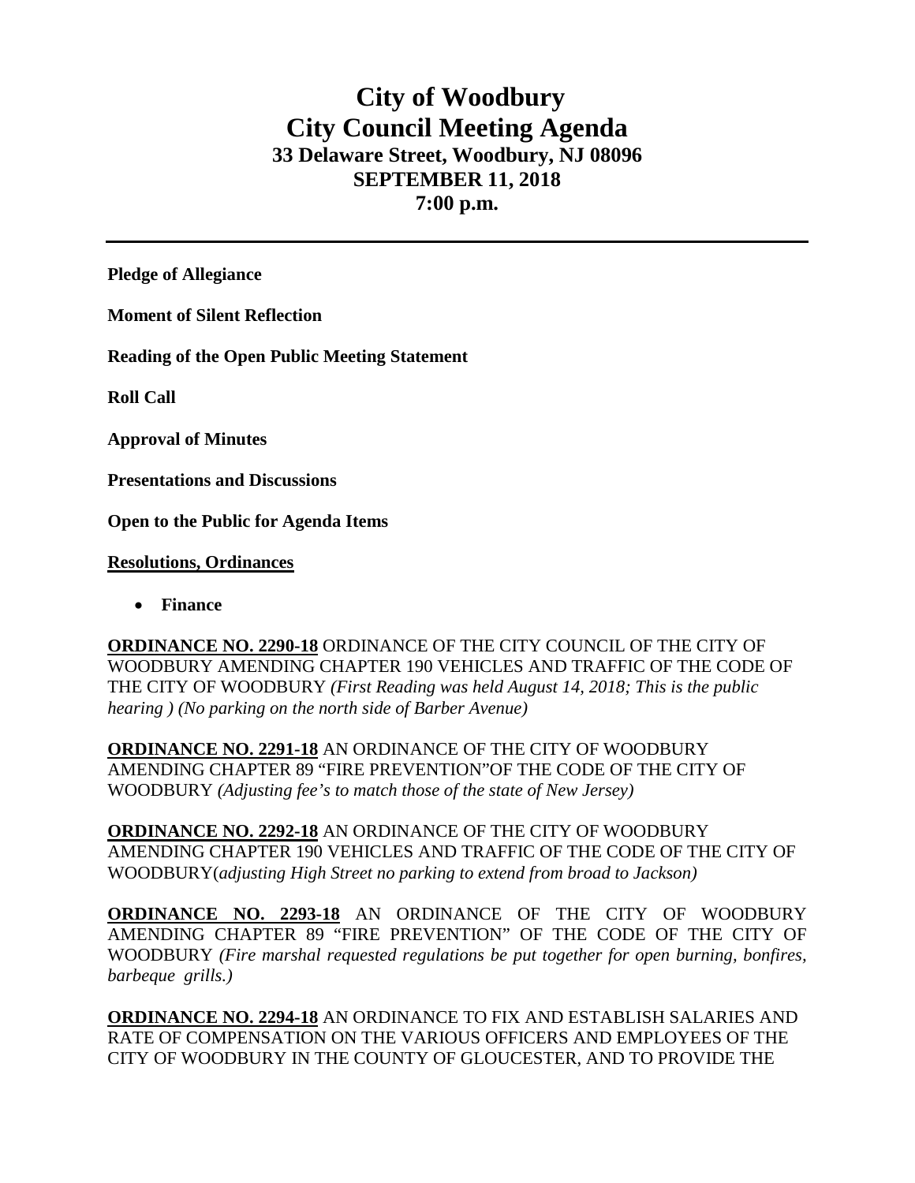# City of Woodbury
# City Council Meeting Agenda
### 33 Delaware Street, Woodbury, NJ 08096
### SEPTEMBER 11, 2018
### 7:00 p.m.

---

**Pledge of Allegiance**

**Moment of Silent Reflection**

**Reading of the Open Public Meeting Statement**

**Roll Call**

**Approval of Minutes**

**Presentations and Discussions**

**Open to the Public for Agenda Items**

**Resolutions, Ordinances**

- **Finance**

**ORDINANCE NO. 2290-18** ORDINANCE OF THE CITY COUNCIL OF THE CITY OF WOODBURY AMENDING CHAPTER 190 VEHICLES AND TRAFFIC OF THE CODE OF THE CITY OF WOODBURY *(First Reading was held August 14, 2018; This is the public hearing ) (No parking on the north side of Barber Avenue)*

**ORDINANCE NO. 2291-18** AN ORDINANCE OF THE CITY OF WOODBURY AMENDING CHAPTER 89 "FIRE PREVENTION"OF THE CODE OF THE CITY OF WOODBURY *(Adjusting fee's to match those of the state of New Jersey)*

**ORDINANCE NO. 2292-18** AN ORDINANCE OF THE CITY OF WOODBURY AMENDING CHAPTER 190 VEHICLES AND TRAFFIC OF THE CODE OF THE CITY OF WOODBURY(*adjusting High Street no parking to extend from broad to Jackson)*

**ORDINANCE NO. 2293-18** AN ORDINANCE OF THE CITY OF WOODBURY AMENDING CHAPTER 89 "FIRE PREVENTION" OF THE CODE OF THE CITY OF WOODBURY *(Fire marshal requested regulations be put together for open burning, bonfires, barbeque grills.)*

**ORDINANCE NO. 2294-18** AN ORDINANCE TO FIX AND ESTABLISH SALARIES AND RATE OF COMPENSATION ON THE VARIOUS OFFICERS AND EMPLOYEES OF THE CITY OF WOODBURY IN THE COUNTY OF GLOUCESTER, AND TO PROVIDE THE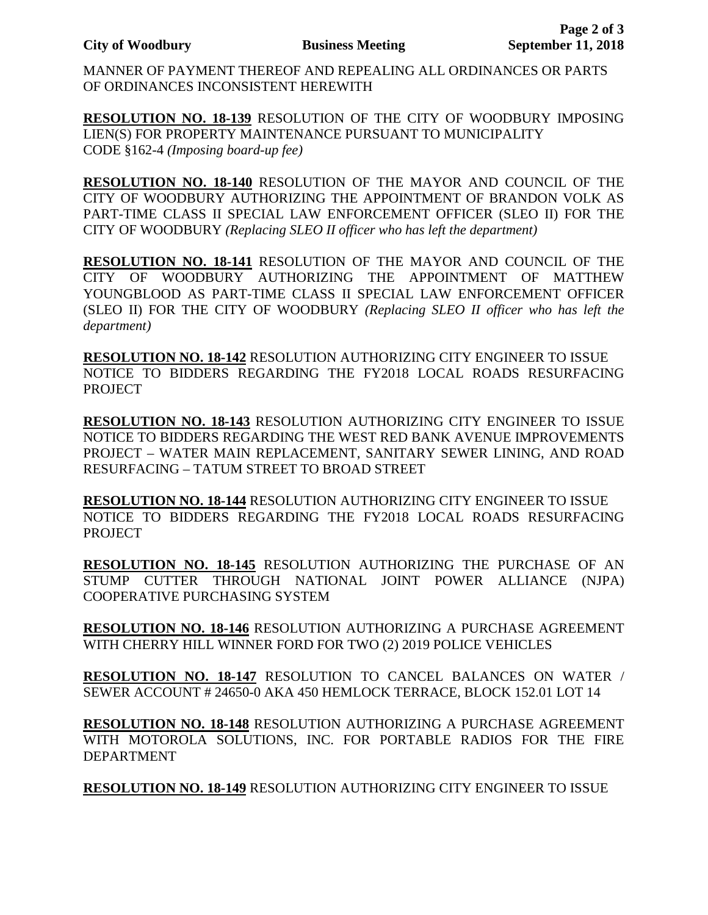MANNER OF PAYMENT THEREOF AND REPEALING ALL ORDINANCES OR PARTS OF ORDINANCES INCONSISTENT HEREWITH

**RESOLUTION NO. 18-139** RESOLUTION OF THE CITY OF WOODBURY IMPOSING LIEN(S) FOR PROPERTY MAINTENANCE PURSUANT TO MUNICIPALITY CODE §162-4 *(Imposing board-up fee)*

**RESOLUTION NO. 18-140** RESOLUTION OF THE MAYOR AND COUNCIL OF THE CITY OF WOODBURY AUTHORIZING THE APPOINTMENT OF BRANDON VOLK AS PART-TIME CLASS II SPECIAL LAW ENFORCEMENT OFFICER (SLEO II) FOR THE CITY OF WOODBURY *(Replacing SLEO II officer who has left the department)*

**RESOLUTION NO. 18-141** RESOLUTION OF THE MAYOR AND COUNCIL OF THE CITY OF WOODBURY AUTHORIZING THE APPOINTMENT OF MATTHEW YOUNGBLOOD AS PART-TIME CLASS II SPECIAL LAW ENFORCEMENT OFFICER (SLEO II) FOR THE CITY OF WOODBURY *(Replacing SLEO II officer who has left the department)*

**RESOLUTION NO. 18-142** RESOLUTION AUTHORIZING CITY ENGINEER TO ISSUE NOTICE TO BIDDERS REGARDING THE FY2018 LOCAL ROADS RESURFACING PROJECT

**RESOLUTION NO. 18-143** RESOLUTION AUTHORIZING CITY ENGINEER TO ISSUE NOTICE TO BIDDERS REGARDING THE WEST RED BANK AVENUE IMPROVEMENTS PROJECT – WATER MAIN REPLACEMENT, SANITARY SEWER LINING, AND ROAD RESURFACING – TATUM STREET TO BROAD STREET

**RESOLUTION NO. 18-144** RESOLUTION AUTHORIZING CITY ENGINEER TO ISSUE NOTICE TO BIDDERS REGARDING THE FY2018 LOCAL ROADS RESURFACING PROJECT

**RESOLUTION NO. 18-145** RESOLUTION AUTHORIZING THE PURCHASE OF AN STUMP CUTTER THROUGH NATIONAL JOINT POWER ALLIANCE (NJPA) COOPERATIVE PURCHASING SYSTEM

**RESOLUTION NO. 18-146** RESOLUTION AUTHORIZING A PURCHASE AGREEMENT WITH CHERRY HILL WINNER FORD FOR TWO (2) 2019 POLICE VEHICLES

**RESOLUTION NO. 18-147** RESOLUTION TO CANCEL BALANCES ON WATER / SEWER ACCOUNT # 24650-0 AKA 450 HEMLOCK TERRACE, BLOCK 152.01 LOT 14

**RESOLUTION NO. 18-148** RESOLUTION AUTHORIZING A PURCHASE AGREEMENT WITH MOTOROLA SOLUTIONS, INC. FOR PORTABLE RADIOS FOR THE FIRE DEPARTMENT

**RESOLUTION NO. 18-149** RESOLUTION AUTHORIZING CITY ENGINEER TO ISSUE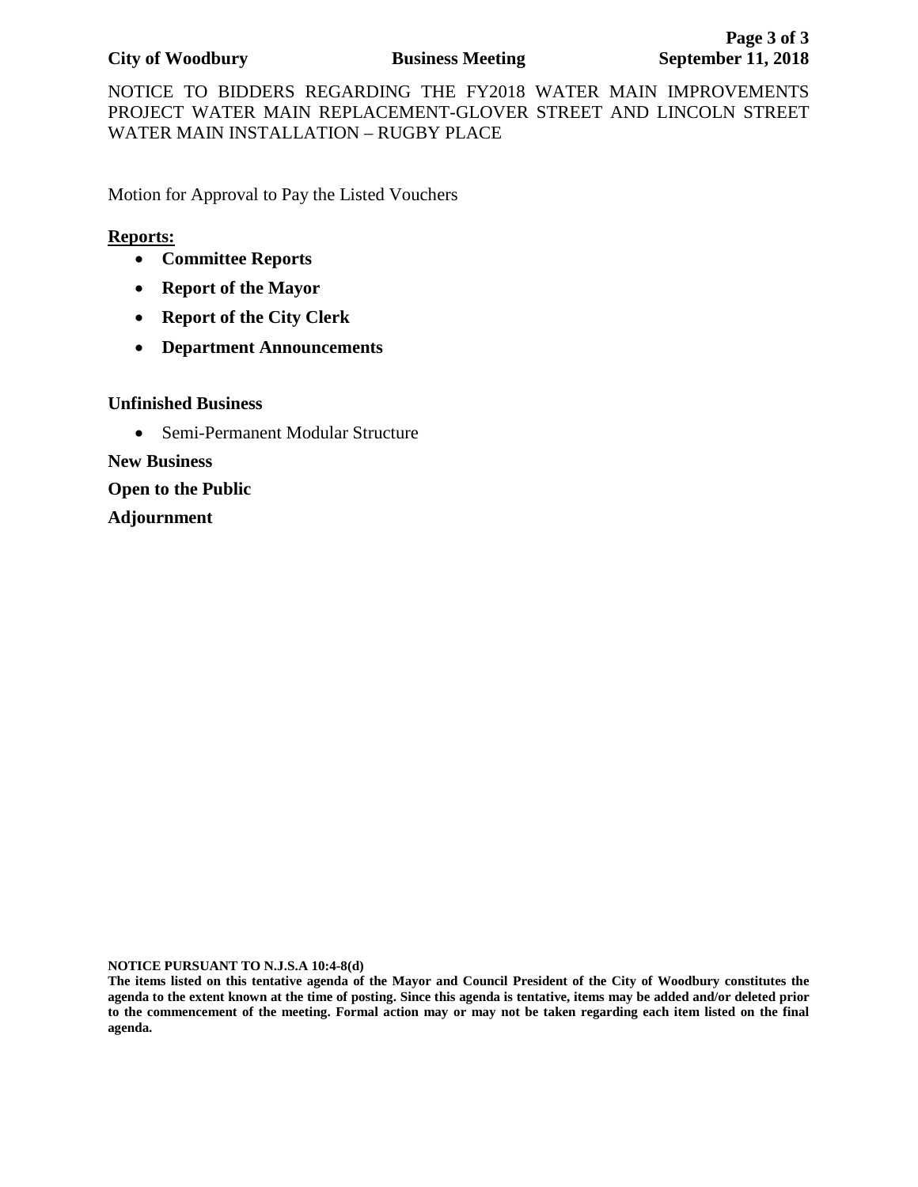NOTICE TO BIDDERS REGARDING THE FY2018 WATER MAIN IMPROVEMENTS PROJECT WATER MAIN REPLACEMENT-GLOVER STREET AND LINCOLN STREET WATER MAIN INSTALLATION – RUGBY PLACE

Motion for Approval to Pay the Listed Vouchers

**Reports:**

- **Committee Reports**
- **Report of the Mayor**
- **Report of the City Clerk**
- **Department Announcements**

**Unfinished Business**

- Semi-Permanent Modular Structure

**New Business**

**Open to the Public**

**Adjournment**

**NOTICE PURSUANT TO N.J.S.A 10:4-8(d)**

**The items listed on this tentative agenda of the Mayor and Council President of the City of Woodbury constitutes the agenda to the extent known at the time of posting. Since this agenda is tentative, items may be added and/or deleted prior to the commencement of the meeting. Formal action may or may not be taken regarding each item listed on the final agenda.**